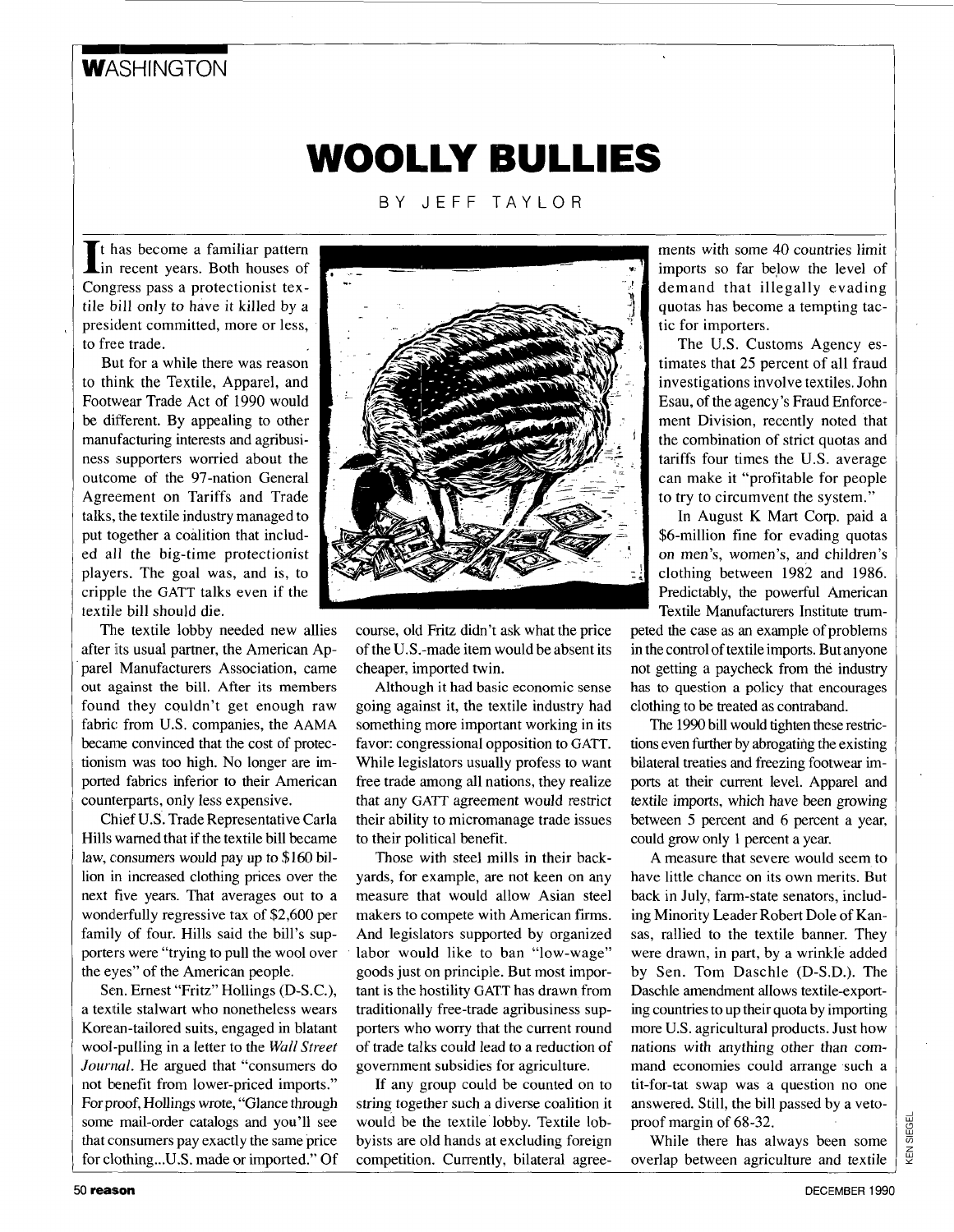**WASHINGTON**

# WOOLLY BULLIES

BY JEFF TAYLOR

It has become a familiar pattern in recent years. Both houses of Congress pass a protectionist textile bill only to have it killed by a president committed, more or less, to free trade.

But for a while there was reason to think the Textile, Apparel, and Footwear Trade Act of 1990 would be different. By appealing to other manufacturing interests and agribusiness supporters worried about the outcome of the 97-nation General Agreement on Tariffs and Trade talks, the textile industry managed to put together a coalition that included all the big-time protectionist players. The goal was, and is, to cripple the GATT talks even if the textile bill should die.

The textile lobby needed new allies after its usual partner, the American Apparel Manufacturers Association, came out against the bill. After its members found they couldn't get enough raw fabric from U.S. companies, the AAMA became convinced that the cost of protectionism was too high. No longer are imported fabrics inferior to their American counterparts, only less expensive.

Chief U.S. Trade Representative Carla Hills warned that if the textile bill became law, consumers would pay up to $160 billion in increased clothing prices over the next five years. That averages out to a wonderfully regressive tax of $2,600 per family of four. Hills said the bill's supporters were "trying to pull the wool over the eyes" of the American people.

Sen. Ernest "Fritz" Hollings (D-S.C.), a textile stalwart who nonetheless wears Korean-tailored suits, engaged in blatant wool-pulling in a letter to the *Wall Street Journal*. He argued that "consumers do not benefit from lower-priced imports." For proof, Hollings wrote, "Glance through some mail-order catalogs and you'll see that consumers pay exactly the same price for clothing...U.S. made or imported." Of course, old Fritz didn't ask what the price of the U.S.-made item would be absent its cheaper, imported twin.

Although it had basic economic sense going against it, the textile industry had something more important working in its favor: congressional opposition to GATT. While legislators usually profess to want free trade among all nations, they realize that any GATT agreement would restrict their ability to micromanage trade issues to their political benefit.

Those with steel mills in their backyards, for example, are not keen on any measure that would allow Asian steel makers to compete with American firms. And legislators supported by organized labor would like to ban "low-wage" goods just on principle. But most important is the hostility GATT has drawn from traditionally free-trade agribusiness supporters who worry that the current round of trade talks could lead to a reduction of government subsidies for agriculture.

If any group could be counted on to string together such a diverse coalition it would be the textile lobby. Textile lobbyists are old hands at excluding foreign competition. Currently, bilateral agreements with some 40 countries limit imports so far below the level of demand that illegally evading quotas has become a tempting tactic for importers.

The U.S. Customs Agency estimates that 25 percent of all fraud investigations involve textiles. John Esau, of the agency's Fraud Enforcement Division, recently noted that the combination of strict quotas and tariffs four times the U.S. average can make it "profitable for people to try to circumvent the system."

In August K Mart Corp. paid a $6-million fine for evading quotas on men's, women's, and children's clothing between 1982 and 1986. Predictably, the powerful American Textile Manufacturers Institute trumpeted the case as an example of problems in the control of textile imports. But anyone not getting a paycheck from the industry has to question a policy that encourages clothing to be treated as contraband.

The 1990 bill would tighten these restrictions even further by abrogating the existing bilateral treaties and freezing footwear imports at their current level. Apparel and textile imports, which have been growing between 5 percent and 6 percent a year, could grow only 1 percent a year.

A measure that severe would seem to have little chance on its own merits. But back in July, farm-state senators, including Minority Leader Robert Dole of Kansas, rallied to the textile banner. They were drawn, in part, by a wrinkle added by Sen. Tom Daschle (D-S.D.). The Daschle amendment allows textile-exporting countries to up their quota by importing more U.S. agricultural products. Just how nations with anything other than command economies could arrange such a tit-for-tat swap was a question no one answered. Still, the bill passed by a veto-proof margin of 68-32.

While there has always been some overlap between agriculture and textile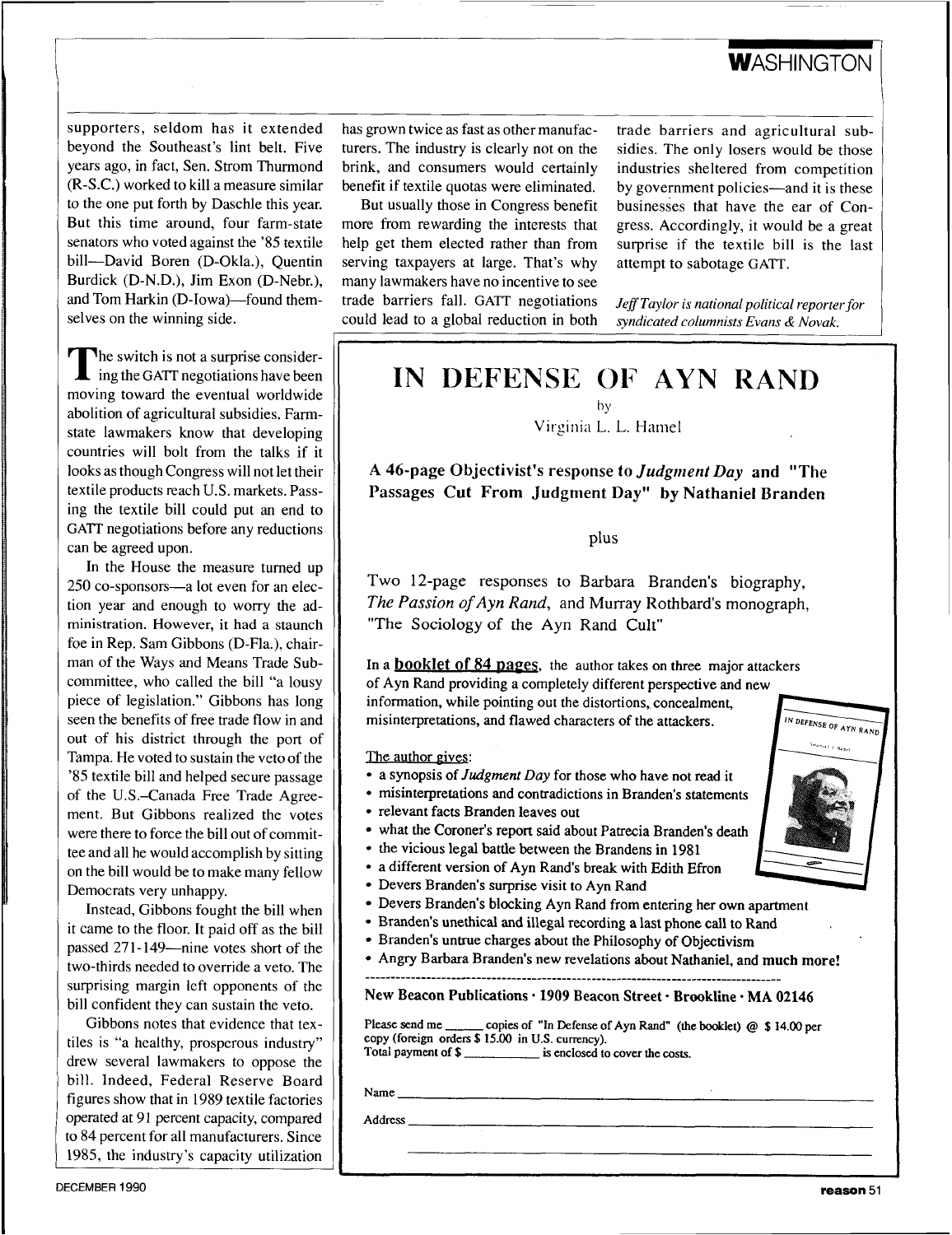supporters, seldom has it extended beyond the Southeast's lint belt. Five years ago, in fact, Sen. Strom Thurmond (R-S.C.) worked to kill a measure similar to the one put forth by Daschle this year. But this time around, four farm-state senators who voted against the '85 textile bill—David Boren (D-Okla.), Quentin Burdick (D-N.D.), Jim Exon (D-Nebr.), and Tom Harkin (D-Iowa)—found themselves on the winning side.

The switch is not a surprise considering the GATT negotiations have been moving toward the eventual worldwide abolition of agricultural subsidies. Farm-state lawmakers know that developing countries will bolt from the talks if it looks as though Congress will not let their textile products reach U.S. markets. Passing the textile bill could put an end to GATT negotiations before any reductions can be agreed upon.

In the House the measure turned up 250 co-sponsors—a lot even for an election year and enough to worry the administration. However, it had a staunch foe in Rep. Sam Gibbons (D-Fla.), chairman of the Ways and Means Trade Subcommittee, who called the bill "a lousy piece of legislation." Gibbons has long seen the benefits of free trade flow in and out of his district through the port of Tampa. He voted to sustain the veto of the '85 textile bill and helped secure passage of the U.S.–Canada Free Trade Agreement. But Gibbons realized the votes were there to force the bill out of committee and all he would accomplish by sitting on the bill would be to make many fellow Democrats very unhappy.

Instead, Gibbons fought the bill when it came to the floor. It paid off as the bill passed 271-149—nine votes short of the two-thirds needed to override a veto. The surprising margin left opponents of the bill confident they can sustain the veto.

Gibbons notes that evidence that textiles is "a healthy, prosperous industry" drew several lawmakers to oppose the bill. Indeed, Federal Reserve Board figures show that in 1989 textile factories operated at 91 percent capacity, compared to 84 percent for all manufacturers. Since 1985, the industry's capacity utilization has grown twice as fast as other manufacturers. The industry is clearly not on the brink, and consumers would certainly benefit if textile quotas were eliminated.

But usually those in Congress benefit more from rewarding the interests that help get them elected rather than from serving taxpayers at large. That's why many lawmakers have no incentive to see trade barriers fall. GATT negotiations could lead to a global reduction in both trade barriers and agricultural subsidies. The only losers would be those industries sheltered from competition by government policies—and it is these businesses that have the ear of Congress. Accordingly, it would be a great surprise if the textile bill is the last attempt to sabotage GATT.

*Jeff Taylor is national political reporter for syndicated columnists Evans & Novak.*

# IN DEFENSE OF AYN RAND

by

Virginia L. L. Hamel

**A 46-page Objectivist's response to *Judgment Day* and "The Passages Cut From Judgment Day" by Nathaniel Branden**

plus

Two 12-page responses to Barbara Branden's biography, *The Passion of Ayn Rand*, and Murray Rothbard's monograph, "The Sociology of the Ayn Rand Cult"

In a **booklet of 84 pages**, the author takes on three major attackers of Ayn Rand providing a completely different perspective and new information, while pointing out the distortions, concealment, misinterpretations, and flawed characters of the attackers.

The author gives:

- a synopsis of *Judgment Day* for those who have not read it
- misinterpretations and contradictions in Branden's statements
- relevant facts Branden leaves out
- what the Coroner's report said about Patrecia Branden's death
- the vicious legal battle between the Brandens in 1981
- a different version of Ayn Rand's break with Edith Efron
- Devers Branden's surprise visit to Ayn Rand
- Devers Branden's blocking Ayn Rand from entering her own apartment
- Branden's unethical and illegal recording a last phone call to Rand
- Branden's untrue charges about the Philosophy of Objectivism
- Angry Barbara Branden's new revelations about Nathaniel, and **much more!**

**New Beacon Publications · 1909 Beacon Street · Brookline · MA 02146**

Please send me ______ copies of "In Defense of Ayn Rand" (the booklet) @ $ 14.00 per copy (foreign orders $ 15.00 in U.S. currency).
Total payment of $ __________ is enclosed to cover the costs.

Name ______________________________

Address ______________________________

______________________________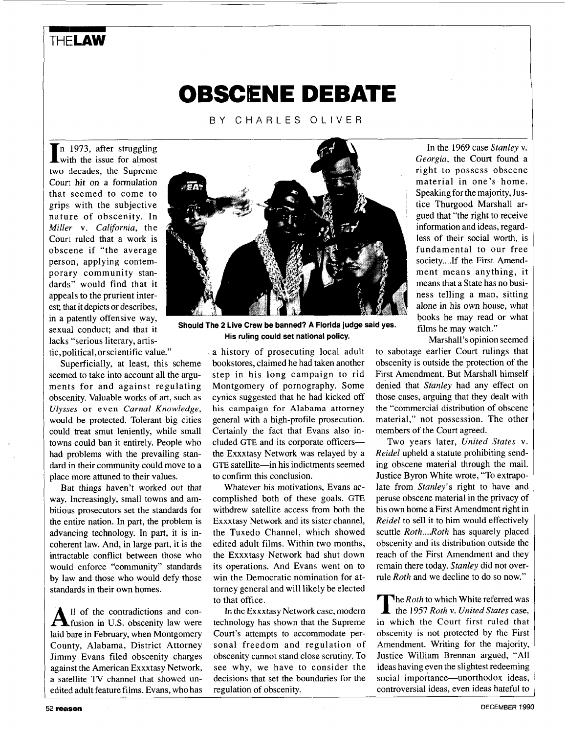THE**LAW**

# OBSCENE DEBATE

BY CHARLES OLIVER

In 1973, after struggling with the issue for almost two decades, the Supreme Court hit on a formulation that seemed to come to grips with the subjective nature of obscenity. In *Miller* v. *California*, the Court ruled that a work is obscene if "the average person, applying contemporary community standards" would find that it appeals to the prurient interest; that it depicts or describes, in a patently offensive way, sexual conduct; and that it lacks "serious literary, artistic, political, or scientific value."

Superficially, at least, this scheme seemed to take into account all the arguments for and against regulating obscenity. Valuable works of art, such as *Ulysses* or even *Carnal Knowledge*, would be protected. Tolerant big cities could treat smut leniently, while small towns could ban it entirely. People who had problems with the prevailing standard in their community could move to a place more attuned to their values.

But things haven't worked out that way. Increasingly, small towns and ambitious prosecutors set the standards for the entire nation. In part, the problem is advancing technology. In part, it is incoherent law. And, in large part, it is the intractable conflict between those who would enforce "community" standards by law and those who would defy those standards in their own homes.

All of the contradictions and confusion in U.S. obscenity law were laid bare in February, when Montgomery County, Alabama, District Attorney Jimmy Evans filed obscenity charges against the American Exxxtasy Network, a satellite TV channel that showed unedited adult feature films. Evans, who has a history of prosecuting local adult bookstores, claimed he had taken another step in his long campaign to rid Montgomery of pornography. Some cynics suggested that he had kicked off his campaign for Alabama attorney general with a high-profile prosecution. Certainly the fact that Evans also included GTE and its corporate officers—the Exxxtasy Network was relayed by a GTE satellite—in his indictments seemed to confirm this conclusion.

**Should The 2 Live Crew be banned? A Florida judge said yes. His ruling could set national policy.**

Whatever his motivations, Evans accomplished both of these goals. GTE withdrew satellite access from both the Exxxtasy Network and its sister channel, the Tuxedo Channel, which showed edited adult films. Within two months, the Exxxtasy Network had shut down its operations. And Evans went on to win the Democratic nomination for attorney general and will likely be elected to that office.

In the Exxxtasy Network case, modern technology has shown that the Supreme Court's attempts to accommodate personal freedom and regulation of obscenity cannot stand close scrutiny. To see why, we have to consider the decisions that set the boundaries for the regulation of obscenity.

In the 1969 case *Stanley* v. *Georgia*, the Court found a right to possess obscene material in one's home. Speaking for the majority, Justice Thurgood Marshall argued that "the right to receive information and ideas, regardless of their social worth, is fundamental to our free society....If the First Amendment means anything, it means that a State has no business telling a man, sitting alone in his own house, what books he may read or what films he may watch."

Marshall's opinion seemed to sabotage earlier Court rulings that obscenity is outside the protection of the First Amendment. But Marshall himself denied that *Stanley* had any effect on those cases, arguing that they dealt with the "commercial distribution of obscene material," not possession. The other members of the Court agreed.

Two years later, *United States* v. *Reidel* upheld a statute prohibiting sending obscene material through the mail. Justice Byron White wrote, "To extrapolate from *Stanley*'s right to have and peruse obscene material in the privacy of his own home a First Amendment right in *Reidel* to sell it to him would effectively scuttle *Roth*....*Roth* has squarely placed obscenity and its distribution outside the reach of the First Amendment and they remain there today. *Stanley* did not overrule *Roth* and we decline to do so now."

The *Roth* to which White referred was the 1957 *Roth* v. *United States* case, in which the Court first ruled that obscenity is not protected by the First Amendment. Writing for the majority, Justice William Brennan argued, "All ideas having even the slightest redeeming social importance—unorthodox ideas, controversial ideas, even ideas hateful to